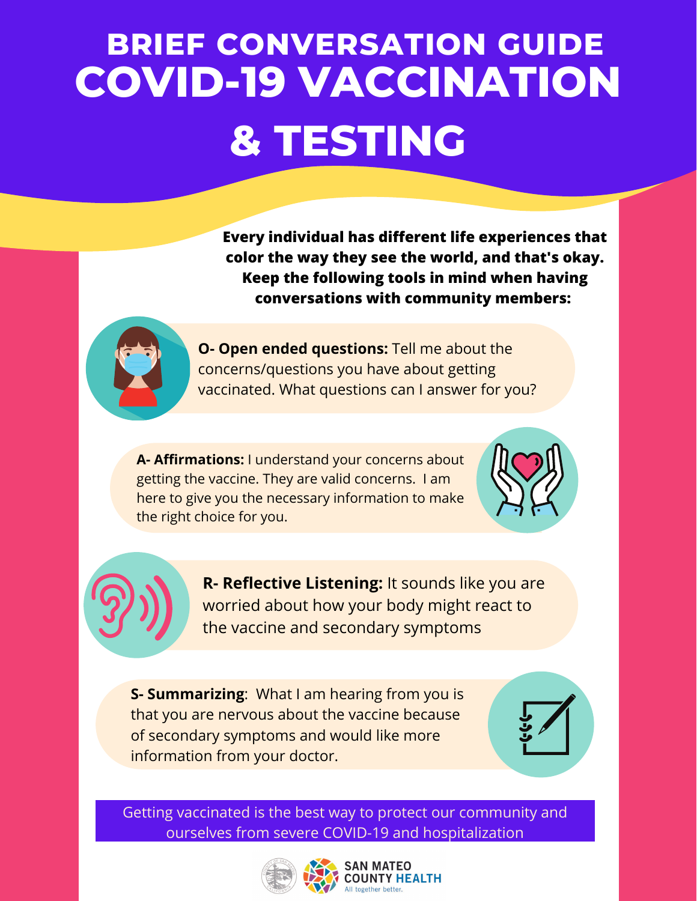# BRIEF CONVERSATION GUIDE

# COVID-19 VACCINATION & TESTING

**Every individual has different life experiences that color the way they see the world, and that's okay. Keep the following tools in mind when having conversations with community members:**

**O- Open ended questions:** Tell me about the concerns/questions you have about getting vaccinated. What questions can I answer for you?

**A- Affirmations:** I understand your concerns about getting the vaccine. They are valid concerns. I am here to give you the necessary information to make the right choice for you.

**R- Reflective Listening:** It sounds like you are worried about how your body might react to the vaccine and secondary symptoms

**S- Summarizing**: What I am hearing from you is that you are nervous about the vaccine because of secondary symptoms and would like more information from your doctor.

Getting vaccinated is the best way to protect our community and ourselves from severe COVID-19 and hospitalization

SAN MATEO COUNTY HEALTH

All together better.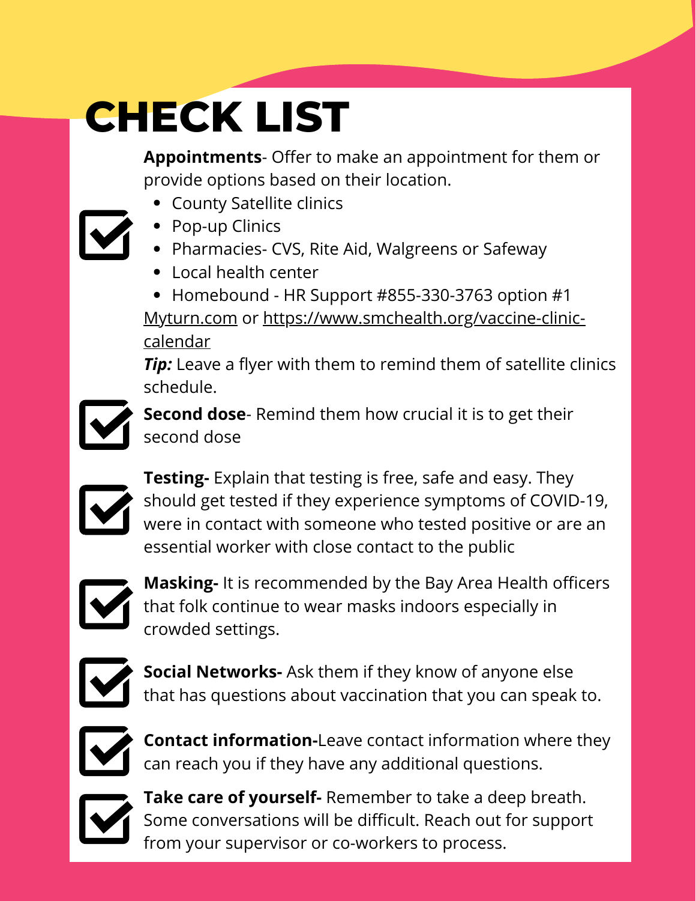# CHECK LIST

**Appointments**- Offer to make an appointment for them or provide options based on their location.

- County Satellite clinics
- Pop-up Clinics
- Pharmacies- CVS, Rite Aid, Walgreens or Safeway
- Local health center
- Homebound - HR Support #855-330-3763 option #1

Myturn.com or https://www.smchealth.org/vaccine-clinic-calendar

***Tip:*** Leave a flyer with them to remind them of satellite clinics schedule.

**Second dose**- Remind them how crucial it is to get their second dose

**Testing-** Explain that testing is free, safe and easy. They should get tested if they experience symptoms of COVID-19, were in contact with someone who tested positive or are an essential worker with close contact to the public

**Masking-** It is recommended by the Bay Area Health officers that folk continue to wear masks indoors especially in crowded settings.

**Social Networks-** Ask them if they know of anyone else that has questions about vaccination that you can speak to.

**Contact information-**Leave contact information where they can reach you if they have any additional questions.

**Take care of yourself-** Remember to take a deep breath. Some conversations will be difficult. Reach out for support from your supervisor or co-workers to process.